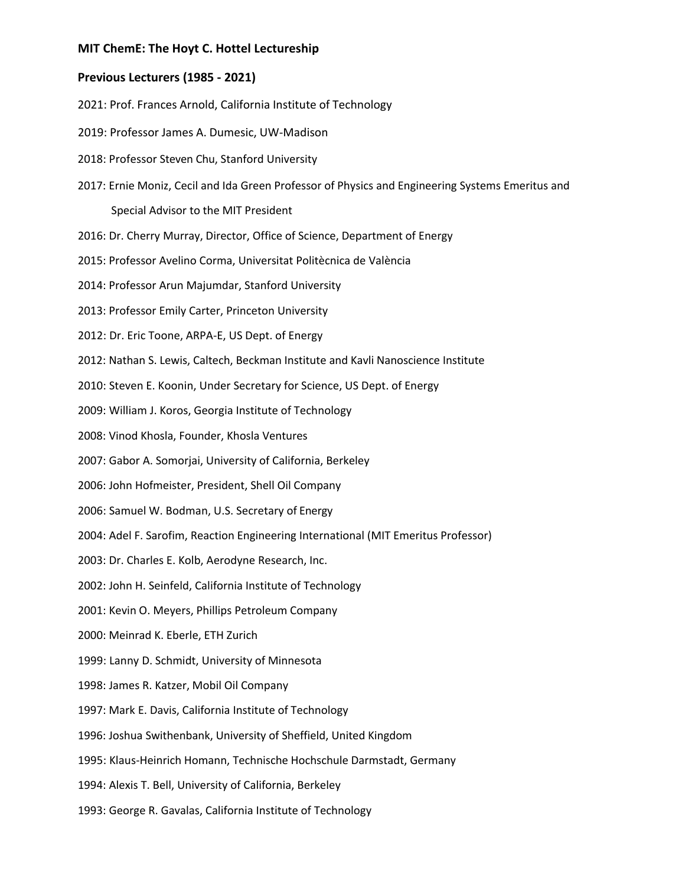**MIT ChemE: The Hoyt C. Hottel Lectureship**

**Previous Lecturers (1985 - 2021)**

2021: Prof. Frances Arnold, California Institute of Technology

2019: Professor James A. Dumesic, UW-Madison

2018: Professor Steven Chu, Stanford University

2017: Ernie Moniz, Cecil and Ida Green Professor of Physics and Engineering Systems Emeritus and Special Advisor to the MIT President

2016: Dr. Cherry Murray, Director, Office of Science, Department of Energy

2015: Professor Avelino Corma, Universitat Politècnica de València

2014: Professor Arun Majumdar, Stanford University

2013: Professor Emily Carter, Princeton University

2012: Dr. Eric Toone, ARPA-E, US Dept. of Energy

2012: Nathan S. Lewis, Caltech, Beckman Institute and Kavli Nanoscience Institute

2010: Steven E. Koonin, Under Secretary for Science, US Dept. of Energy

2009: William J. Koros, Georgia Institute of Technology

2008: Vinod Khosla, Founder, Khosla Ventures

2007: Gabor A. Somorjai, University of California, Berkeley

2006: John Hofmeister, President, Shell Oil Company

2006: Samuel W. Bodman, U.S. Secretary of Energy

2004: Adel F. Sarofim, Reaction Engineering International (MIT Emeritus Professor)

2003: Dr. Charles E. Kolb, Aerodyne Research, Inc.

2002: John H. Seinfeld, California Institute of Technology

2001: Kevin O. Meyers, Phillips Petroleum Company

2000: Meinrad K. Eberle, ETH Zurich

1999: Lanny D. Schmidt, University of Minnesota

1998: James R. Katzer, Mobil Oil Company

1997: Mark E. Davis, California Institute of Technology

1996: Joshua Swithenbank, University of Sheffield, United Kingdom

1995: Klaus-Heinrich Homann, Technische Hochschule Darmstadt, Germany

1994: Alexis T. Bell, University of California, Berkeley

1993: George R. Gavalas, California Institute of Technology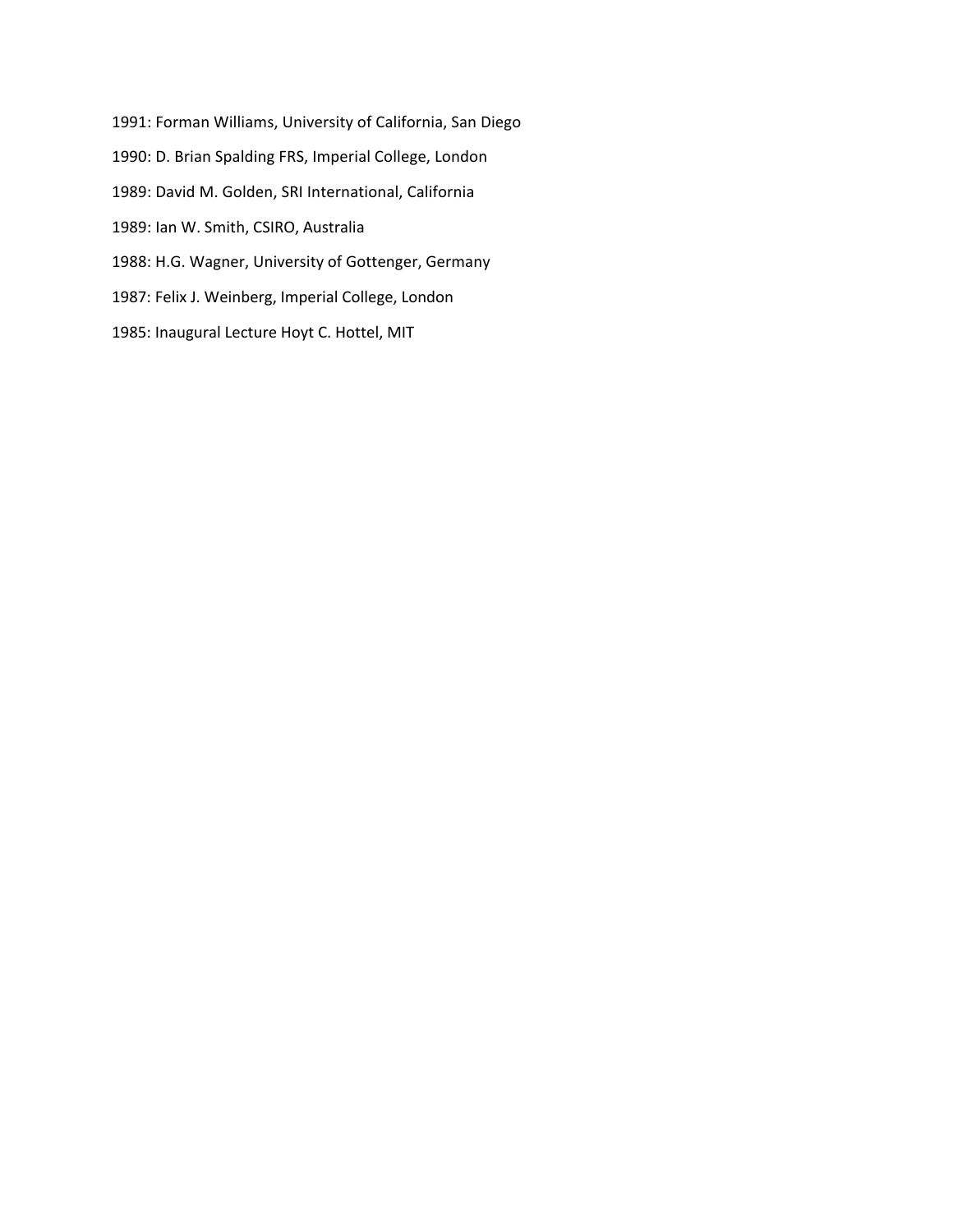1991: Forman Williams, University of California, San Diego

1990: D. Brian Spalding FRS, Imperial College, London

1989: David M. Golden, SRI International, California

1989: Ian W. Smith, CSIRO, Australia

1988: H.G. Wagner, University of Gottenger, Germany

1987: Felix J. Weinberg, Imperial College, London

1985: Inaugural Lecture Hoyt C. Hottel, MIT